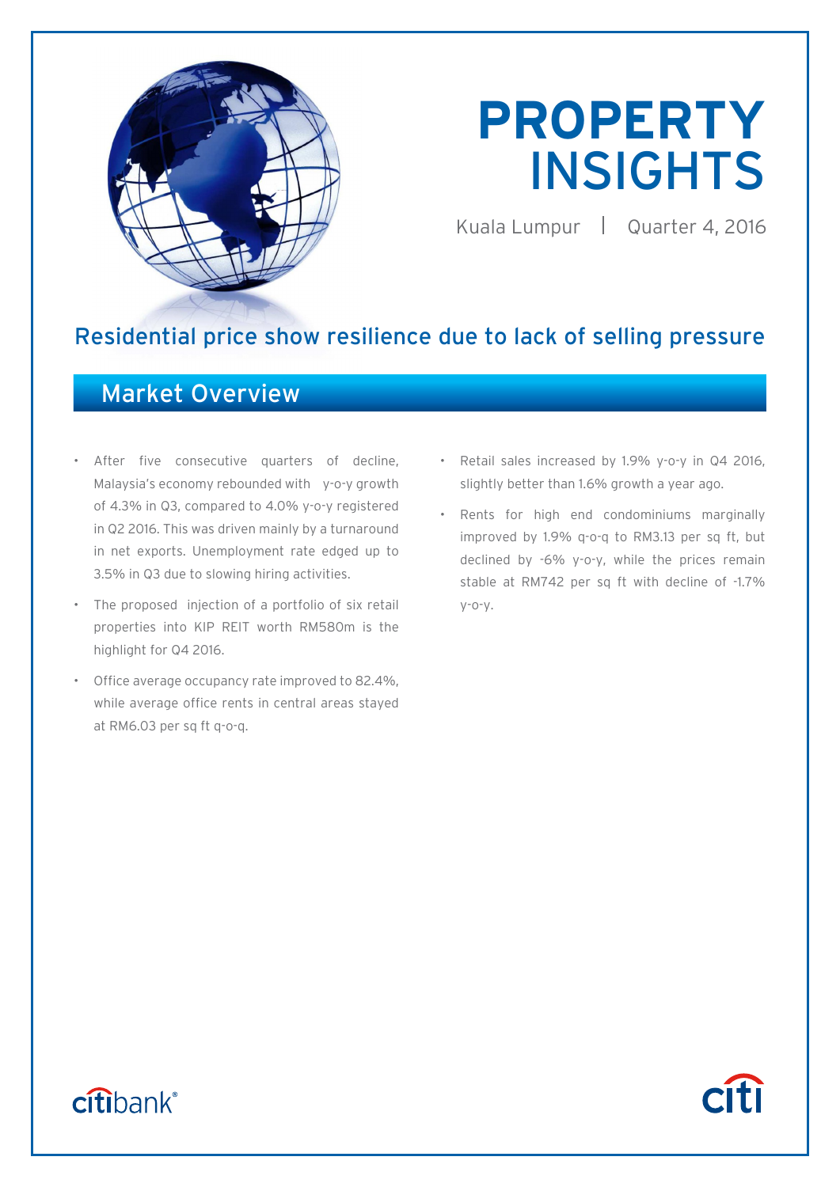# PROPERTY INSIGHTS

Kuala Lumpur | Quarter 4, 2016

## Residential price show resilience due to lack of selling pressure

## Market Overview

- After five consecutive quarters of decline, Malaysia's economy rebounded with y-o-y growth of 4.3% in Q3, compared to 4.0% y-o-y registered in Q2 2016. This was driven mainly by a turnaround in net exports. Unemployment rate edged up to 3.5% in Q3 due to slowing hiring activities.
- The proposed injection of a portfolio of six retail properties into KIP REIT worth RM580m is the highlight for Q4 2016.
- Office average occupancy rate improved to 82.4%, while average office rents in central areas stayed at RM6.03 per sq ft q-o-q.
- Retail sales increased by 1.9% y-o-y in Q4 2016, slightly better than 1.6% growth a year ago.
- Rents for high end condominiums marginally improved by 1.9% q-o-q to RM3.13 per sq ft, but declined by -6% y-o-y, while the prices remain stable at RM742 per sq ft with decline of -1.7% y-o-y.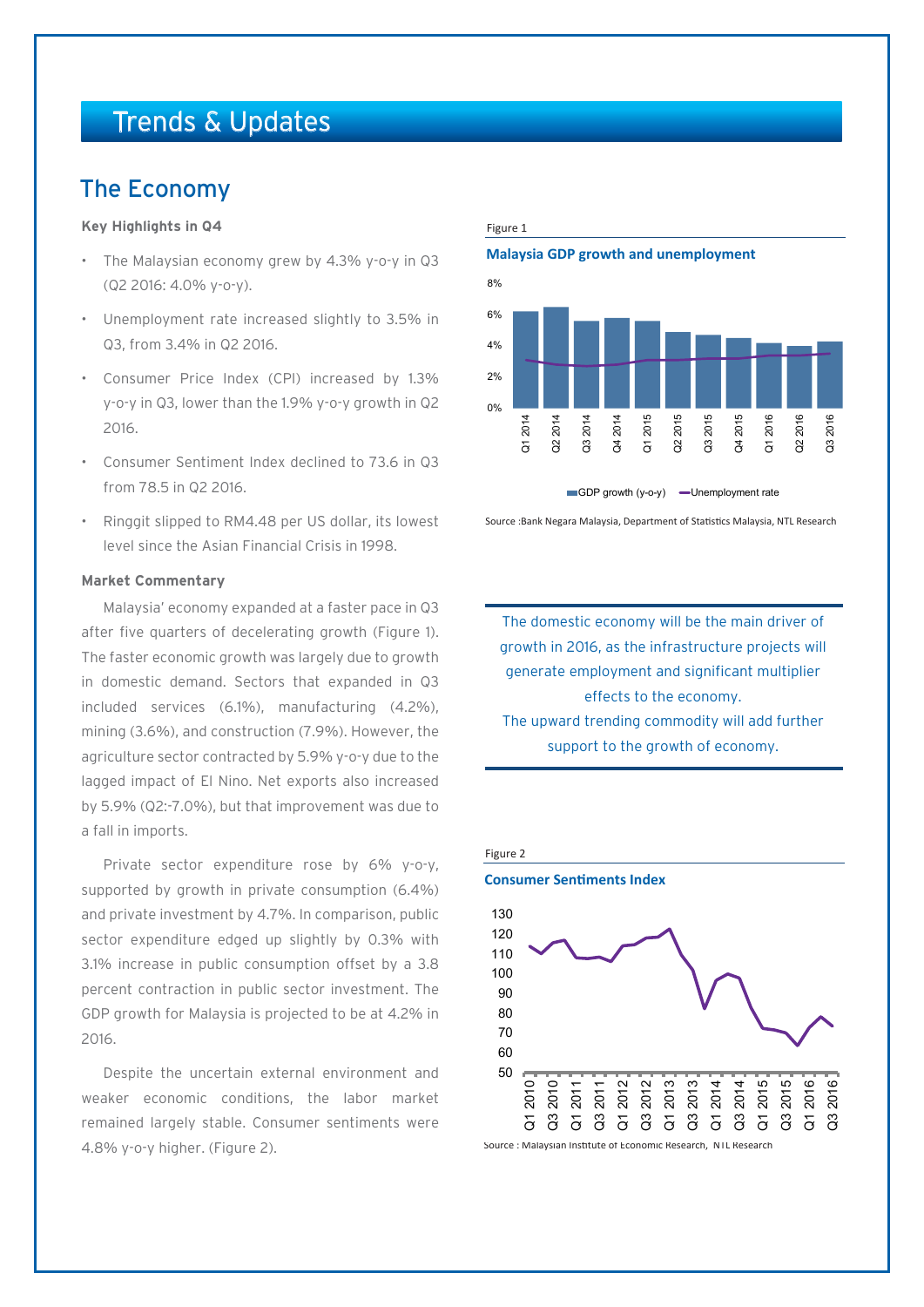# Trends & Updates

## The Economy

**Key Highlights in Q4**

- The Malaysian economy grew by 4.3% y-o-y in Q3 (Q2 2016: 4.0% y-o-y).
- Unemployment rate increased slightly to 3.5% in Q3, from 3.4% in Q2 2016.
- Consumer Price Index (CPI) increased by 1.3% y-o-y in Q3, lower than the 1.9% y-o-y growth in Q2 2016.
- Consumer Sentiment Index declined to 73.6 in Q3 from 78.5 in Q2 2016.
- Ringgit slipped to RM4.48 per US dollar, its lowest level since the Asian Financial Crisis in 1998.

**Market Commentary**

Malaysia' economy expanded at a faster pace in Q3 after five quarters of decelerating growth (Figure 1). The faster economic growth was largely due to growth in domestic demand. Sectors that expanded in Q3 included services (6.1%), manufacturing (4.2%), mining (3.6%), and construction (7.9%). However, the agriculture sector contracted by 5.9% y-o-y due to the lagged impact of El Nino. Net exports also increased by 5.9% (Q2:-7.0%), but that improvement was due to a fall in imports.

Private sector expenditure rose by 6% y-o-y, supported by growth in private consumption (6.4%) and private investment by 4.7%. In comparison, public sector expenditure edged up slightly by 0.3% with 3.1% increase in public consumption offset by a 3.8 percent contraction in public sector investment. The GDP growth for Malaysia is projected to be at 4.2% in 2016.

Despite the uncertain external environment and weaker economic conditions, the labor market remained largely stable. Consumer sentiments were 4.8% y-o-y higher. (Figure 2).

Figure 1

**Malaysia GDP growth and unemployment**

8%
6%
4%
2%
0%

Q1 2014, Q2 2014, Q3 2014, Q4 2014, Q1 2015, Q2 2015, Q3 2015, Q4 2015, Q1 2016, Q2 2016, Q3 2016

GDP growth (y-o-y) — Unemployment rate

Source :Bank Negara Malaysia, Department of Statistics Malaysia, NTL Research

> The domestic economy will be the main driver of growth in 2016, as the infrastructure projects will generate employment and significant multiplier effects to the economy.
> The upward trending commodity will add further support to the growth of economy.

Figure 2

**Consumer Sentiments Index**

130
120
110
100
90
80
70
60
50

Q1 2010, Q3 2010, Q1 2011, Q3 2011, Q1 2012, Q3 2012, Q1 2013, Q3 2013, Q1 2014, Q3 2014, Q1 2015, Q3 2015, Q1 2016, Q3 2016

Source : Malaysian Institute of Economic Research, NTL Research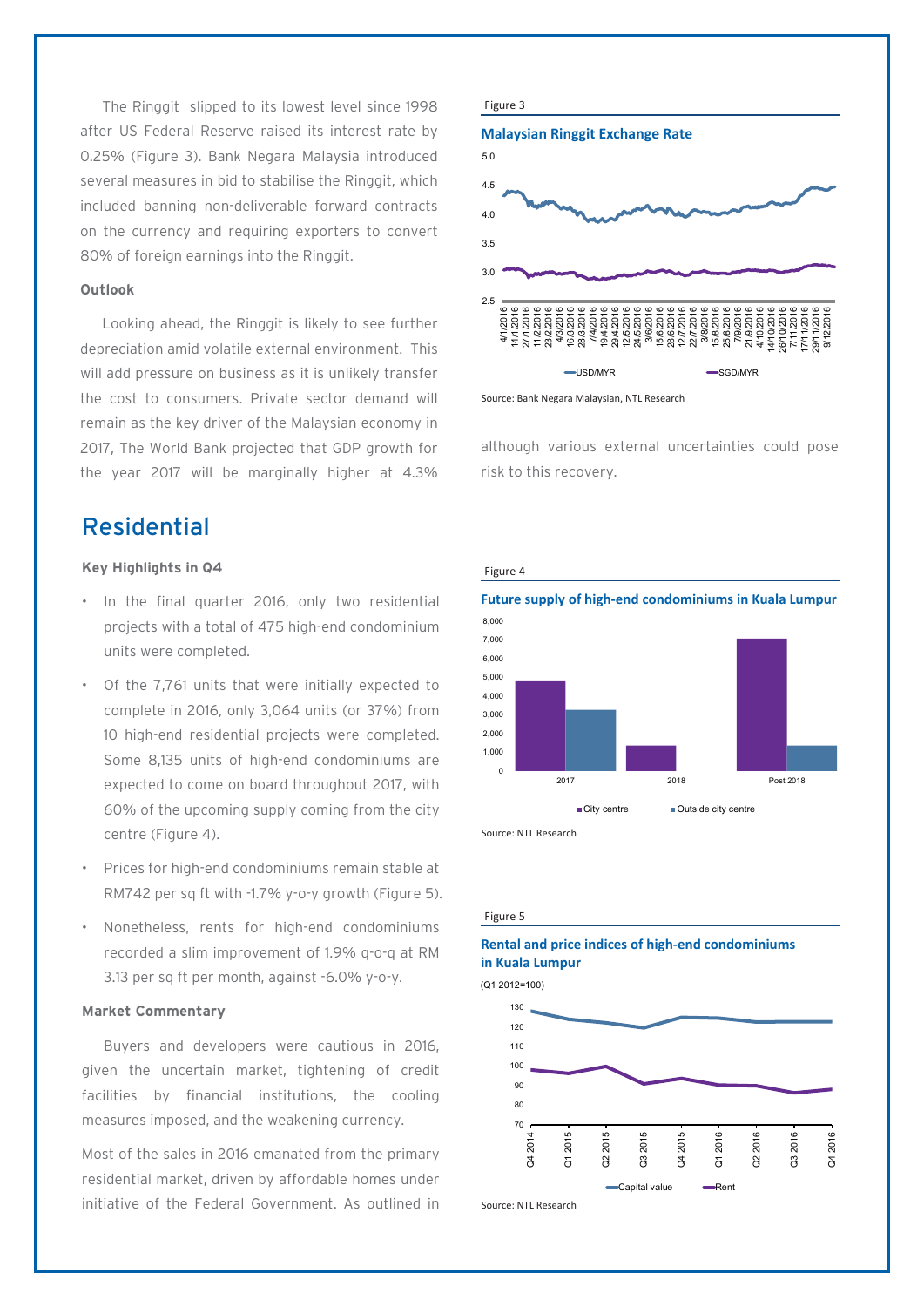The Ringgit slipped to its lowest level since 1998 after US Federal Reserve raised its interest rate by 0.25% (Figure 3). Bank Negara Malaysia introduced several measures in bid to stabilise the Ringgit, which included banning non-deliverable forward contracts on the currency and requiring exporters to convert 80% of foreign earnings into the Ringgit.

**Outlook**

Looking ahead, the Ringgit is likely to see further depreciation amid volatile external environment. This will add pressure on business as it is unlikely transfer the cost to consumers. Private sector demand will remain as the key driver of the Malaysian economy in 2017, The World Bank projected that GDP growth for the year 2017 will be marginally higher at 4.3% although various external uncertainties could pose risk to this recovery.

Figure 3

**Malaysian Ringgit Exchange Rate**

5.0
4.5
4.0
3.5
3.0
2.5

4/1/2016
14/1/2016
27/1/2016
11/2/2016
23/2/2016
4/3/2016
16/3/2016
28/3/2016
7/4/2016
19/4/2016
29/4/2016
12/5/2016
24/5/2016
3/6/2016
15/6/2016
28/6/2016
12/7/2016
22/7/2016
3/8/2016
15/8/2016
25/8/2016
7/9/2016
21/9/2016
4/10/2016
14/10/2016
26/10/2016
7/11/2016
17/11/2016
29/11/2016
9/12/2016

USD/MYR
SGD/MYR

Source: Bank Negara Malaysian, NTL Research

## Residential

**Key Highlights in Q4**

- In the final quarter 2016, only two residential projects with a total of 475 high-end condominium units were completed.
- Of the 7,761 units that were initially expected to complete in 2016, only 3,064 units (or 37%) from 10 high-end residential projects were completed. Some 8,135 units of high-end condominiums are expected to come on board throughout 2017, with 60% of the upcoming supply coming from the city centre (Figure 4).
- Prices for high-end condominiums remain stable at RM742 per sq ft with -1.7% y-o-y growth (Figure 5).
- Nonetheless, rents for high-end condominiums recorded a slim improvement of 1.9% q-o-q at RM 3.13 per sq ft per month, against -6.0% y-o-y.

**Market Commentary**

Buyers and developers were cautious in 2016, given the uncertain market, tightening of credit facilities by financial institutions, the cooling measures imposed, and the weakening currency.

Most of the sales in 2016 emanated from the primary residential market, driven by affordable homes under initiative of the Federal Government. As outlined in

Figure 4

**Future supply of high-end condominiums in Kuala Lumpur**

8,000
7,000
6,000
5,000
4,000
3,000
2,000
1,000
0

2017
2018
Post 2018

City centre
Outside city centre

Source: NTL Research

Figure 5

**Rental and price indices of high-end condominiums in Kuala Lumpur**

(Q1 2012=100)

130
120
110
100
90
80
70

Q4 2014
Q1 2015
Q2 2015
Q3 2015
Q4 2015
Q1 2016
Q2 2016
Q3 2016
Q4 2016

Capital value
Rent

Source: NTL Research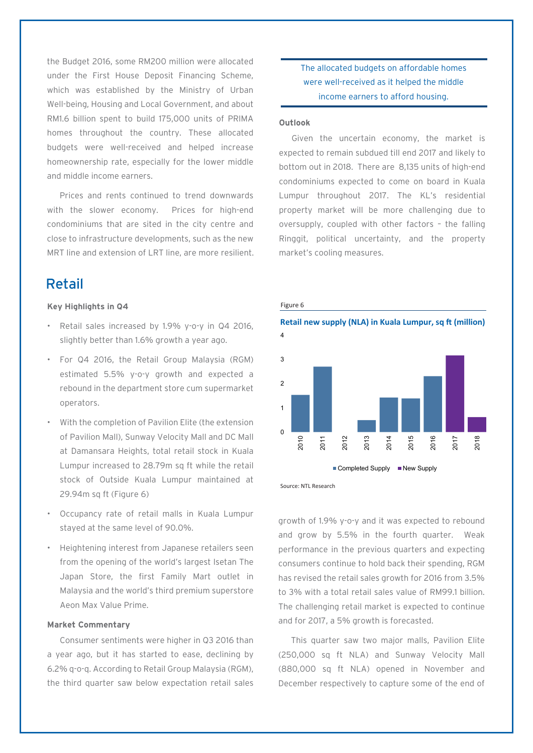the Budget 2016, some RM200 million were allocated under the First House Deposit Financing Scheme, which was established by the Ministry of Urban Well-being, Housing and Local Government, and about RM1.6 billion spent to build 175,000 units of PRIMA homes throughout the country. These allocated budgets were well-received and helped increase homeownership rate, especially for the lower middle and middle income earners.

Prices and rents continued to trend downwards with the slower economy. Prices for high-end condominiums that are sited in the city centre and close to infrastructure developments, such as the new MRT line and extension of LRT line, are more resilient.

> The allocated budgets on affordable homes were well-received as it helped the middle income earners to afford housing.

**Outlook**

Given the uncertain economy, the market is expected to remain subdued till end 2017 and likely to bottom out in 2018. There are 8,135 units of high-end condominiums expected to come on board in Kuala Lumpur throughout 2017. The KL's residential property market will be more challenging due to oversupply, coupled with other factors – the falling Ringgit, political uncertainty, and the property market's cooling measures.

## Retail

**Key Highlights in Q4**

- Retail sales increased by 1.9% y-o-y in Q4 2016, slightly better than 1.6% growth a year ago.
- For Q4 2016, the Retail Group Malaysia (RGM) estimated 5.5% y-o-y growth and expected a rebound in the department store cum supermarket operators.
- With the completion of Pavilion Elite (the extension of Pavilion Mall), Sunway Velocity Mall and DC Mall at Damansara Heights, total retail stock in Kuala Lumpur increased to 28.79m sq ft while the retail stock of Outside Kuala Lumpur maintained at 29.94m sq ft (Figure 6)
- Occupancy rate of retail malls in Kuala Lumpur stayed at the same level of 90.0%.
- Heightening interest from Japanese retailers seen from the opening of the world's largest Isetan The Japan Store, the first Family Mart outlet in Malaysia and the world's third premium superstore Aeon Max Value Prime.

Figure 6

**Retail new supply (NLA) in Kuala Lumpur, sq ft (million)**

4
3
2
1
0

2010 2011 2012 2013 2014 2015 2016 2017 2018

Completed Supply ■ New Supply

Source: NTL Research

**Market Commentary**

Consumer sentiments were higher in Q3 2016 than a year ago, but it has started to ease, declining by 6.2% q-o-q. According to Retail Group Malaysia (RGM), the third quarter saw below expectation retail sales growth of 1.9% y-o-y and it was expected to rebound and grow by 5.5% in the fourth quarter. Weak performance in the previous quarters and expecting consumers continue to hold back their spending, RGM has revised the retail sales growth for 2016 from 3.5% to 3% with a total retail sales value of RM99.1 billion. The challenging retail market is expected to continue and for 2017, a 5% growth is forecasted.

This quarter saw two major malls, Pavilion Elite (250,000 sq ft NLA) and Sunway Velocity Mall (880,000 sq ft NLA) opened in November and December respectively to capture some of the end of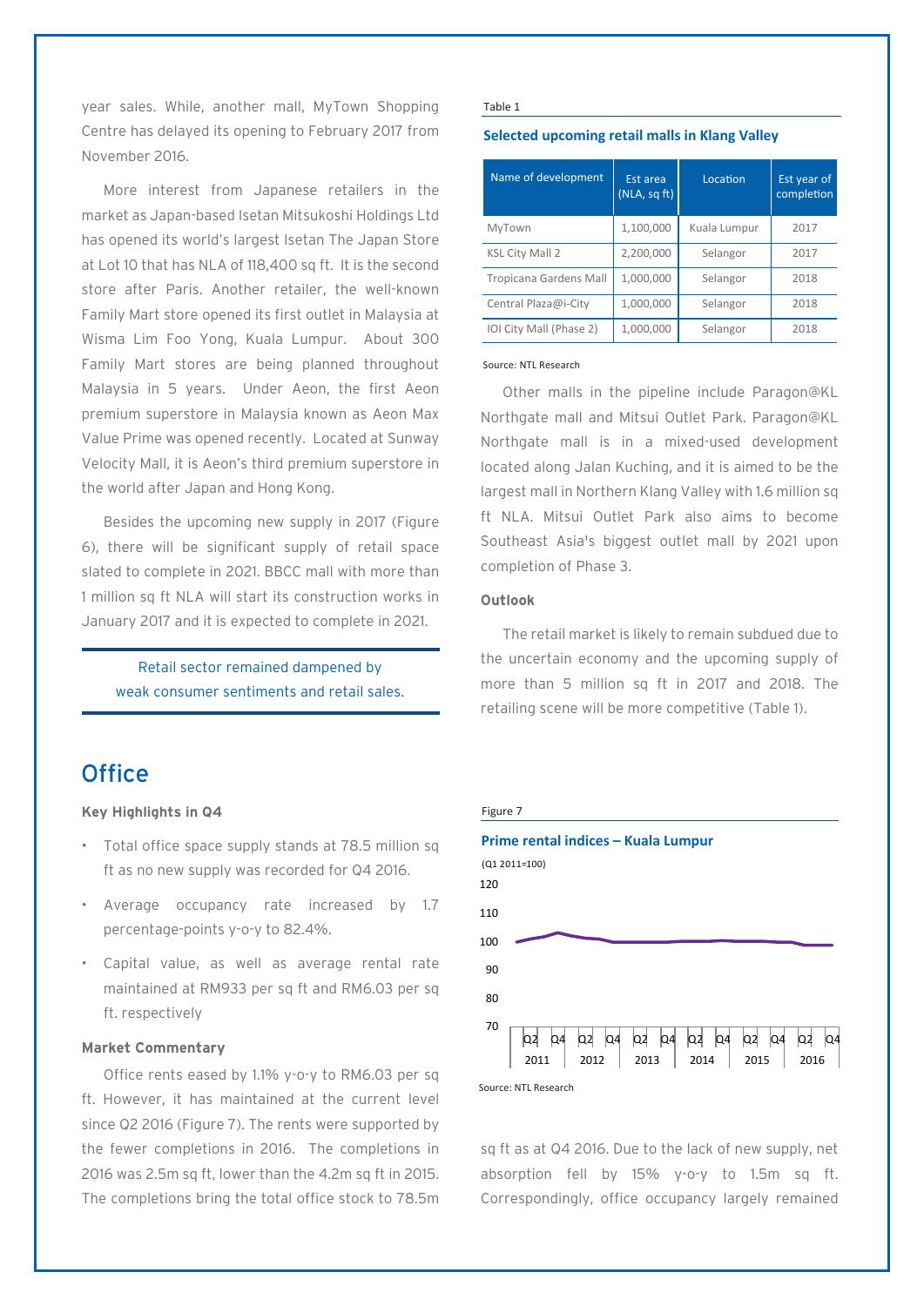year sales. While, another mall, MyTown Shopping Centre has delayed its opening to February 2017 from November 2016.

More interest from Japanese retailers in the market as Japan-based Isetan Mitsukoshi Holdings Ltd has opened its world's largest Isetan The Japan Store at Lot 10 that has NLA of 118,400 sq ft. It is the second store after Paris. Another retailer, the well-known Family Mart store opened its first outlet in Malaysia at Wisma Lim Foo Yong, Kuala Lumpur. About 300 Family Mart stores are being planned throughout Malaysia in 5 years. Under Aeon, the first Aeon premium superstore in Malaysia known as Aeon Max Value Prime was opened recently. Located at Sunway Velocity Mall, it is Aeon's third premium superstore in the world after Japan and Hong Kong.

Besides the upcoming new supply in 2017 (Figure 6), there will be significant supply of retail space slated to complete in 2021. BBCC mall with more than 1 million sq ft NLA will start its construction works in January 2017 and it is expected to complete in 2021.

> Retail sector remained dampened by weak consumer sentiments and retail sales.

Table 1

**Selected upcoming retail malls in Klang Valley**

| Name of development | Est area (NLA, sq ft) | Location | Est year of completion |
|---|---|---|---|
| MyTown | 1,100,000 | Kuala Lumpur | 2017 |
| KSL City Mall 2 | 2,200,000 | Selangor | 2017 |
| Tropicana Gardens Mall | 1,000,000 | Selangor | 2018 |
| Central Plaza@i-City | 1,000,000 | Selangor | 2018 |
| IOI City Mall (Phase 2) | 1,000,000 | Selangor | 2018 |

Source: NTL Research

Other malls in the pipeline include Paragon@KL Northgate mall and Mitsui Outlet Park. Paragon@KL Northgate mall is in a mixed-used development located along Jalan Kuching, and it is aimed to be the largest mall in Northern Klang Valley with 1.6 million sq ft NLA. Mitsui Outlet Park also aims to become Southeast Asia's biggest outlet mall by 2021 upon completion of Phase 3.

**Outlook**

The retail market is likely to remain subdued due to the uncertain economy and the upcoming supply of more than 5 million sq ft in 2017 and 2018. The retailing scene will be more competitive (Table 1).

## Office

**Key Highlights in Q4**

- Total office space supply stands at 78.5 million sq ft as no new supply was recorded for Q4 2016.
- Average occupancy rate increased by 1.7 percentage-points y-o-y to 82.4%.
- Capital value, as well as average rental rate maintained at RM933 per sq ft and RM6.03 per sq ft. respectively

**Market Commentary**

Office rents eased by 1.1% y-o-y to RM6.03 per sq ft. However, it has maintained at the current level since Q2 2016 (Figure 7). The rents were supported by the fewer completions in 2016. The completions in 2016 was 2.5m sq ft, lower than the 4.2m sq ft in 2015. The completions bring the total office stock to 78.5m sq ft as at Q4 2016. Due to the lack of new supply, net absorption fell by 15% y-o-y to 1.5m sq ft. Correspondingly, office occupancy largely remained

Figure 7

**Prime rental indices – Kuala Lumpur**

(Q1 2011=100)

Source: NTL Research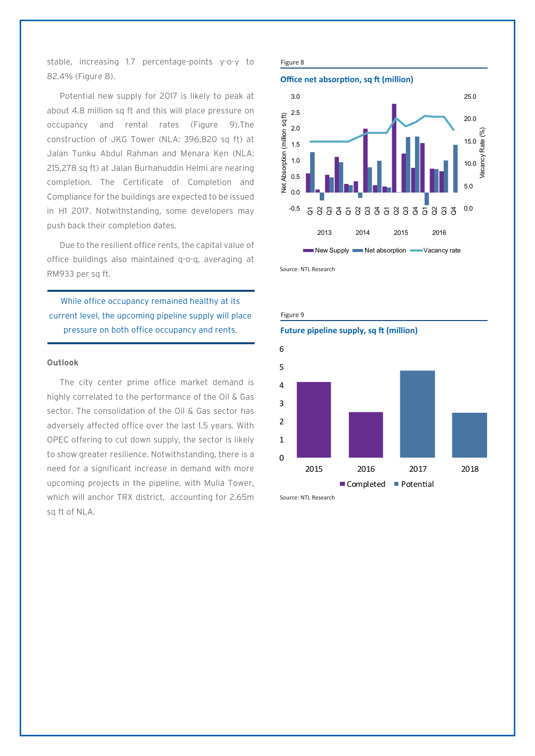stable, increasing 1.7 percentage-points y-o-y to 82.4% (Figure 8).

Potential new supply for 2017 is likely to peak at about 4.8 million sq ft and this will place pressure on occupancy and rental rates (Figure 9).The construction of JKG Tower (NLA: 396,820 sq ft) at Jalan Tunku Abdul Rahman and Menara Ken (NLA: 215,278 sq ft) at Jalan Burhanuddin Helmi are nearing completion. The Certificate of Completion and Compliance for the buildings are expected to be issued in H1 2017. Notwithstanding, some developers may push back their completion dates.

Due to the resilient office rents, the capital value of office buildings also maintained q-o-q, averaging at RM933 per sq ft.

> While office occupancy remained healthy at its current level, the upcoming pipeline supply will place pressure on both office occupancy and rents.

### Outlook

The city center prime office market demand is highly correlated to the performance of the Oil & Gas sector. The consolidation of the Oil & Gas sector has adversely affected office over the last 1.5 years. With OPEC offering to cut down supply, the sector is likely to show greater resilience. Notwithstanding, there is a need for a significant increase in demand with more upcoming projects in the pipeline, with Mulia Tower, which will anchor TRX district, accounting for 2.65m sq ft of NLA.

Figure 8

**Office net absorption, sq ft (million)**

Source: NTL Research

Figure 9

**Future pipeline supply, sq ft (million)**

Source: NTL Research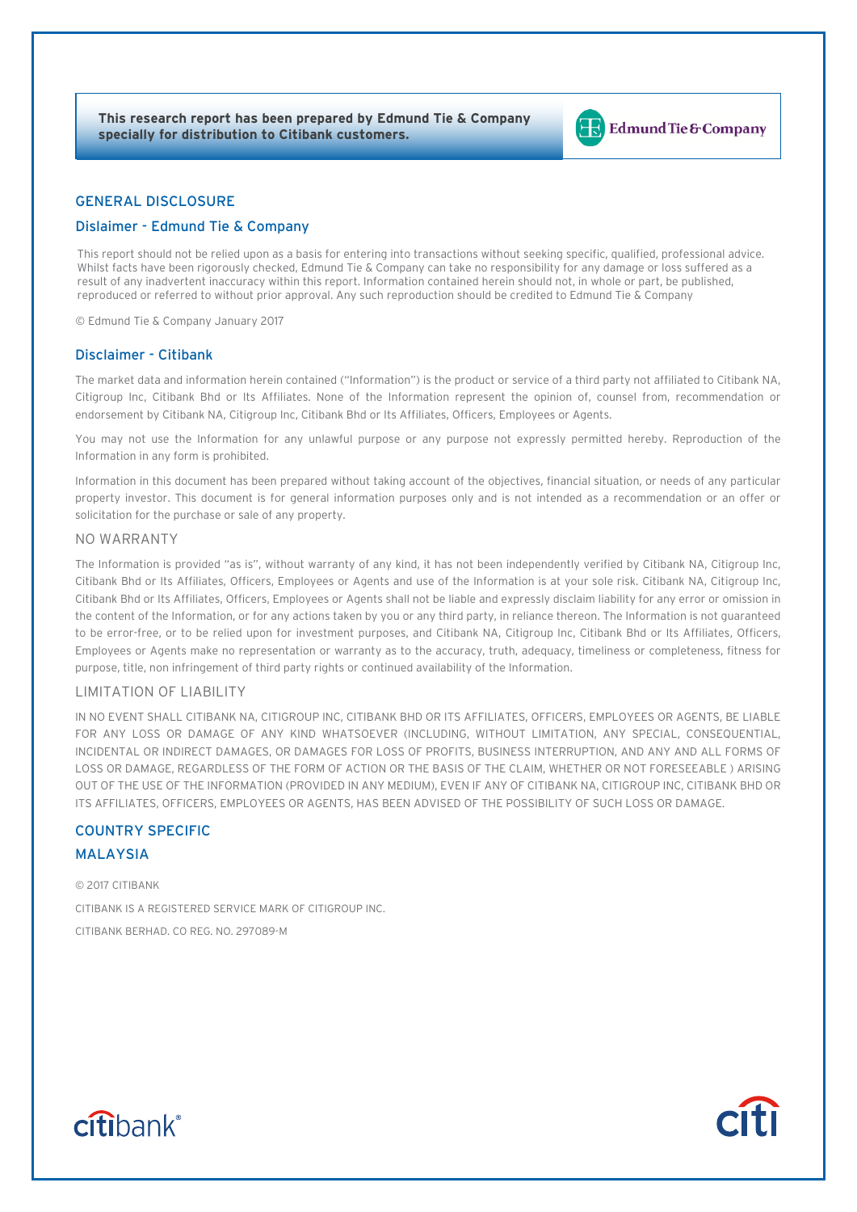**This research report has been prepared by Edmund Tie & Company specially for distribution to Citibank customers.**

Edmund Tie & Company

## GENERAL DISCLOSURE

### Dislaimer - Edmund Tie & Company

This report should not be relied upon as a basis for entering into transactions without seeking specific, qualified, professional advice. Whilst facts have been rigorously checked, Edmund Tie & Company can take no responsibility for any damage or loss suffered as a result of any inadvertent inaccuracy within this report. Information contained herein should not, in whole or part, be published, reproduced or referred to without prior approval. Any such reproduction should be credited to Edmund Tie & Company

© Edmund Tie & Company January 2017

### Disclaimer - Citibank

The market data and information herein contained ("Information") is the product or service of a third party not affiliated to Citibank NA, Citigroup Inc, Citibank Bhd or Its Affiliates. None of the Information represent the opinion of, counsel from, recommendation or endorsement by Citibank NA, Citigroup Inc, Citibank Bhd or Its Affiliates, Officers, Employees or Agents.

You may not use the Information for any unlawful purpose or any purpose not expressly permitted hereby. Reproduction of the Information in any form is prohibited.

Information in this document has been prepared without taking account of the objectives, financial situation, or needs of any particular property investor. This document is for general information purposes only and is not intended as a recommendation or an offer or solicitation for the purchase or sale of any property.

#### NO WARRANTY

The Information is provided "as is", without warranty of any kind, it has not been independently verified by Citibank NA, Citigroup Inc, Citibank Bhd or Its Affiliates, Officers, Employees or Agents and use of the Information is at your sole risk. Citibank NA, Citigroup Inc, Citibank Bhd or Its Affiliates, Officers, Employees or Agents shall not be liable and expressly disclaim liability for any error or omission in the content of the Information, or for any actions taken by you or any third party, in reliance thereon. The Information is not guaranteed to be error-free, or to be relied upon for investment purposes, and Citibank NA, Citigroup Inc, Citibank Bhd or Its Affiliates, Officers, Employees or Agents make no representation or warranty as to the accuracy, truth, adequacy, timeliness or completeness, fitness for purpose, title, non infringement of third party rights or continued availability of the Information.

#### LIMITATION OF LIABILITY

IN NO EVENT SHALL CITIBANK NA, CITIGROUP INC, CITIBANK BHD OR ITS AFFILIATES, OFFICERS, EMPLOYEES OR AGENTS, BE LIABLE FOR ANY LOSS OR DAMAGE OF ANY KIND WHATSOEVER (INCLUDING, WITHOUT LIMITATION, ANY SPECIAL, CONSEQUENTIAL, INCIDENTAL OR INDIRECT DAMAGES, OR DAMAGES FOR LOSS OF PROFITS, BUSINESS INTERRUPTION, AND ANY AND ALL FORMS OF LOSS OR DAMAGE, REGARDLESS OF THE FORM OF ACTION OR THE BASIS OF THE CLAIM, WHETHER OR NOT FORESEEABLE ) ARISING OUT OF THE USE OF THE INFORMATION (PROVIDED IN ANY MEDIUM), EVEN IF ANY OF CITIBANK NA, CITIGROUP INC, CITIBANK BHD OR ITS AFFILIATES, OFFICERS, EMPLOYEES OR AGENTS, HAS BEEN ADVISED OF THE POSSIBILITY OF SUCH LOSS OR DAMAGE.

## COUNTRY SPECIFIC

### MALAYSIA

© 2017 CITIBANK

CITIBANK IS A REGISTERED SERVICE MARK OF CITIGROUP INC.

CITIBANK BERHAD. CO REG. NO. 297089-M

citibank®

citi